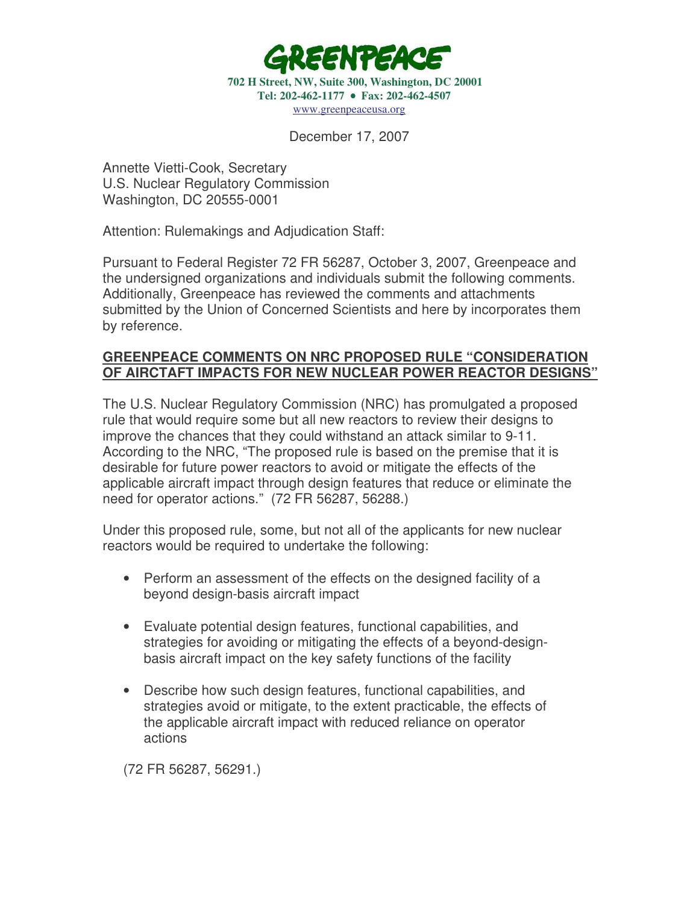**GREENPEACE**

**702 H Street, NW, Suite 300, Washington, DC 20001**
**Tel: 202-462-1177 • Fax: 202-462-4507**
www.greenpeaceusa.org

December 17, 2007

Annette Vietti-Cook, Secretary
U.S. Nuclear Regulatory Commission
Washington, DC 20555-0001

Attention: Rulemakings and Adjudication Staff:

Pursuant to Federal Register 72 FR 56287, October 3, 2007, Greenpeace and the undersigned organizations and individuals submit the following comments. Additionally, Greenpeace has reviewed the comments and attachments submitted by the Union of Concerned Scientists and here by incorporates them by reference.

**GREENPEACE COMMENTS ON NRC PROPOSED RULE "CONSIDERATION OF AIRCTAFT IMPACTS FOR NEW NUCLEAR POWER REACTOR DESIGNS"**

The U.S. Nuclear Regulatory Commission (NRC) has promulgated a proposed rule that would require some but all new reactors to review their designs to improve the chances that they could withstand an attack similar to 9-11. According to the NRC, "The proposed rule is based on the premise that it is desirable for future power reactors to avoid or mitigate the effects of the applicable aircraft impact through design features that reduce or eliminate the need for operator actions." (72 FR 56287, 56288.)

Under this proposed rule, some, but not all of the applicants for new nuclear reactors would be required to undertake the following:

- Perform an assessment of the effects on the designed facility of a beyond design-basis aircraft impact
- Evaluate potential design features, functional capabilities, and strategies for avoiding or mitigating the effects of a beyond-design-basis aircraft impact on the key safety functions of the facility
- Describe how such design features, functional capabilities, and strategies avoid or mitigate, to the extent practicable, the effects of the applicable aircraft impact with reduced reliance on operator actions

(72 FR 56287, 56291.)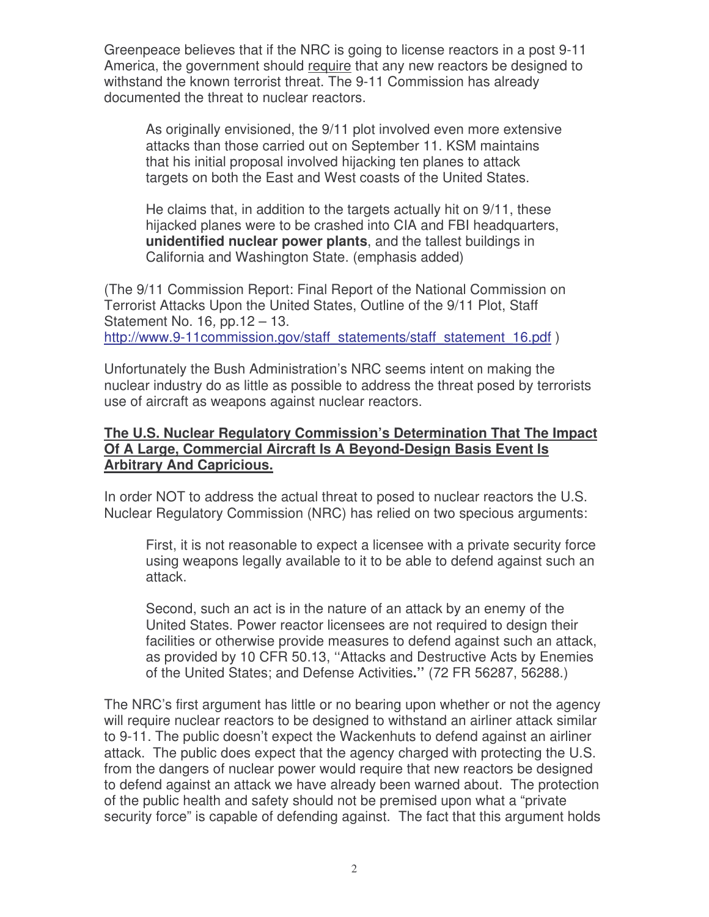Greenpeace believes that if the NRC is going to license reactors in a post 9-11 America, the government should require that any new reactors be designed to withstand the known terrorist threat. The 9-11 Commission has already documented the threat to nuclear reactors.

> As originally envisioned, the 9/11 plot involved even more extensive attacks than those carried out on September 11. KSM maintains that his initial proposal involved hijacking ten planes to attack targets on both the East and West coasts of the United States.
>
> He claims that, in addition to the targets actually hit on 9/11, these hijacked planes were to be crashed into CIA and FBI headquarters, **unidentified nuclear power plants**, and the tallest buildings in California and Washington State. (emphasis added)

(The 9/11 Commission Report: Final Report of the National Commission on Terrorist Attacks Upon the United States, Outline of the 9/11 Plot, Staff Statement No. 16, pp.12 – 13. http://www.9-11commission.gov/staff_statements/staff_statement_16.pdf )

Unfortunately the Bush Administration's NRC seems intent on making the nuclear industry do as little as possible to address the threat posed by terrorists use of aircraft as weapons against nuclear reactors.

**The U.S. Nuclear Regulatory Commission's Determination That The Impact Of A Large, Commercial Aircraft Is A Beyond-Design Basis Event Is Arbitrary And Capricious.**

In order NOT to address the actual threat to posed to nuclear reactors the U.S. Nuclear Regulatory Commission (NRC) has relied on two specious arguments:

> First, it is not reasonable to expect a licensee with a private security force using weapons legally available to it to be able to defend against such an attack.
>
> Second, such an act is in the nature of an attack by an enemy of the United States. Power reactor licensees are not required to design their facilities or otherwise provide measures to defend against such an attack, as provided by 10 CFR 50.13, ''Attacks and Destructive Acts by Enemies of the United States; and Defense Activities**.''** (72 FR 56287, 56288.)

The NRC's first argument has little or no bearing upon whether or not the agency will require nuclear reactors to be designed to withstand an airliner attack similar to 9-11. The public doesn't expect the Wackenhuts to defend against an airliner attack. The public does expect that the agency charged with protecting the U.S. from the dangers of nuclear power would require that new reactors be designed to defend against an attack we have already been warned about. The protection of the public health and safety should not be premised upon what a "private security force" is capable of defending against. The fact that this argument holds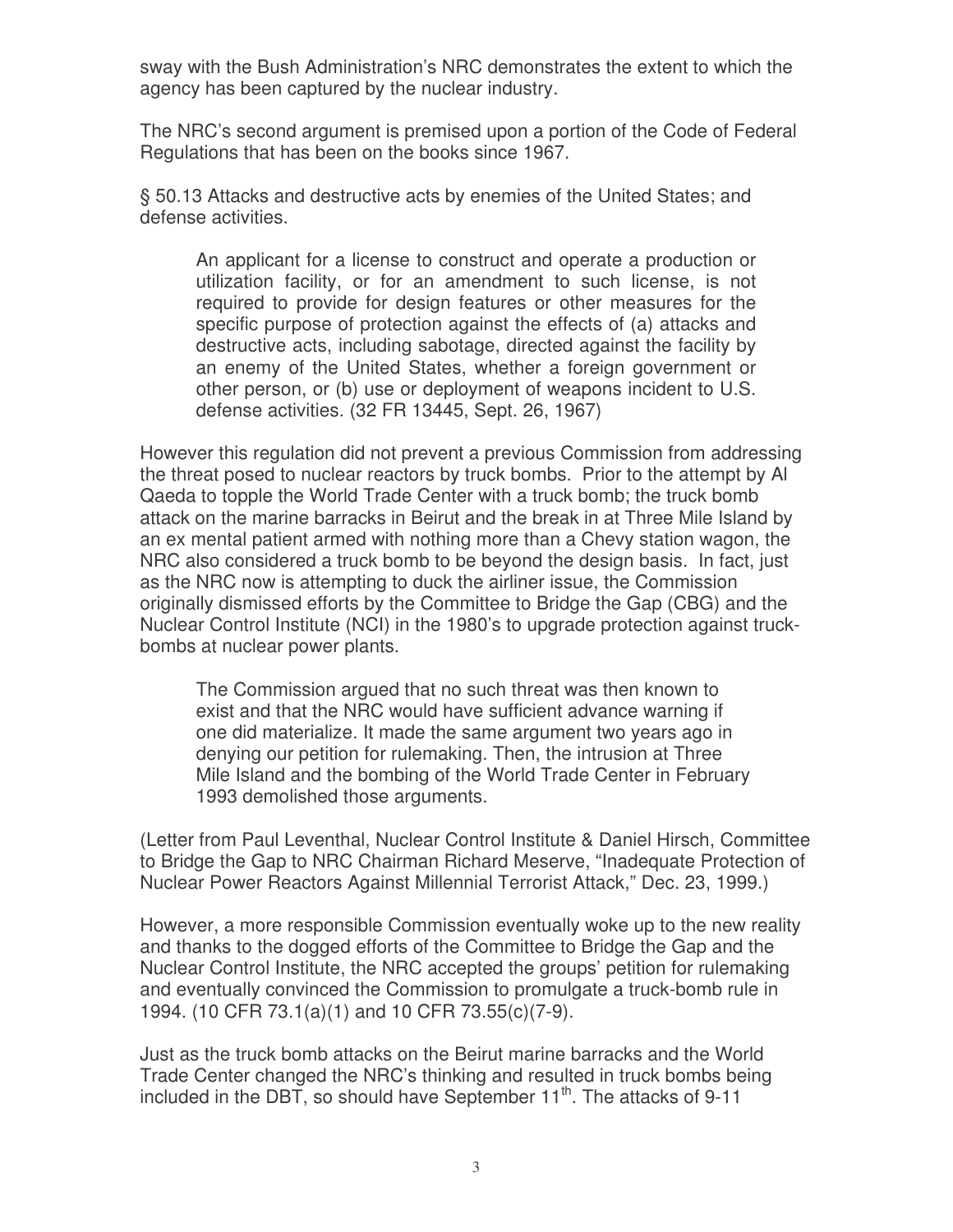sway with the Bush Administration's NRC demonstrates the extent to which the agency has been captured by the nuclear industry.

The NRC's second argument is premised upon a portion of the Code of Federal Regulations that has been on the books since 1967.

§ 50.13 Attacks and destructive acts by enemies of the United States; and defense activities.

> An applicant for a license to construct and operate a production or utilization facility, or for an amendment to such license, is not required to provide for design features or other measures for the specific purpose of protection against the effects of (a) attacks and destructive acts, including sabotage, directed against the facility by an enemy of the United States, whether a foreign government or other person, or (b) use or deployment of weapons incident to U.S. defense activities. (32 FR 13445, Sept. 26, 1967)

However this regulation did not prevent a previous Commission from addressing the threat posed to nuclear reactors by truck bombs. Prior to the attempt by Al Qaeda to topple the World Trade Center with a truck bomb; the truck bomb attack on the marine barracks in Beirut and the break in at Three Mile Island by an ex mental patient armed with nothing more than a Chevy station wagon, the NRC also considered a truck bomb to be beyond the design basis. In fact, just as the NRC now is attempting to duck the airliner issue, the Commission originally dismissed efforts by the Committee to Bridge the Gap (CBG) and the Nuclear Control Institute (NCI) in the 1980's to upgrade protection against truck-bombs at nuclear power plants.

> The Commission argued that no such threat was then known to exist and that the NRC would have sufficient advance warning if one did materialize. It made the same argument two years ago in denying our petition for rulemaking. Then, the intrusion at Three Mile Island and the bombing of the World Trade Center in February 1993 demolished those arguments.

(Letter from Paul Leventhal, Nuclear Control Institute & Daniel Hirsch, Committee to Bridge the Gap to NRC Chairman Richard Meserve, "Inadequate Protection of Nuclear Power Reactors Against Millennial Terrorist Attack," Dec. 23, 1999.)

However, a more responsible Commission eventually woke up to the new reality and thanks to the dogged efforts of the Committee to Bridge the Gap and the Nuclear Control Institute, the NRC accepted the groups' petition for rulemaking and eventually convinced the Commission to promulgate a truck-bomb rule in 1994. (10 CFR 73.1(a)(1) and 10 CFR 73.55(c)(7-9).

Just as the truck bomb attacks on the Beirut marine barracks and the World Trade Center changed the NRC's thinking and resulted in truck bombs being included in the DBT, so should have September 11th. The attacks of 9-11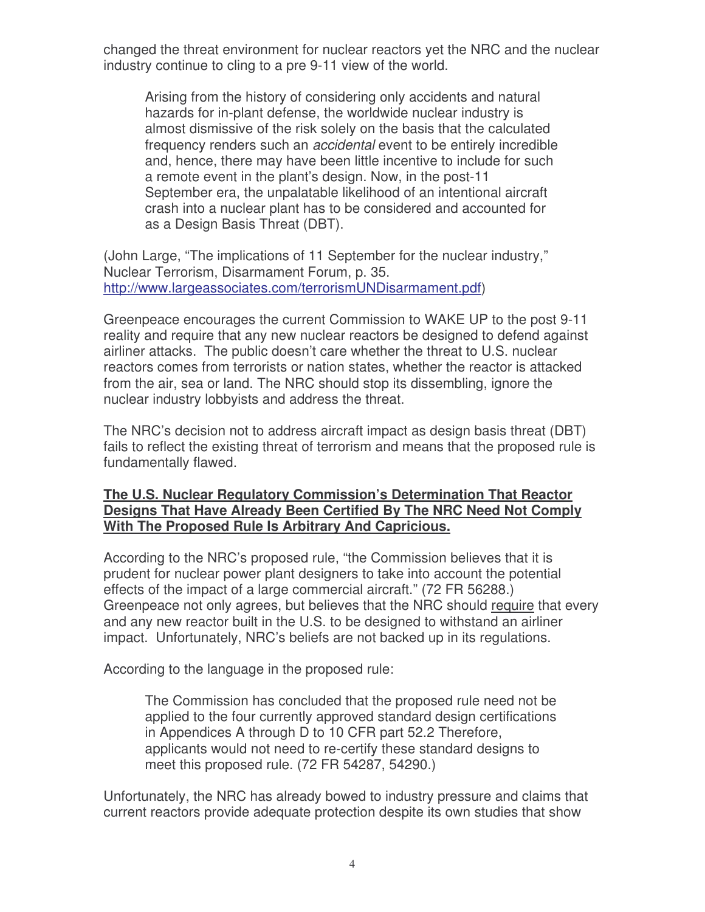changed the threat environment for nuclear reactors yet the NRC and the nuclear industry continue to cling to a pre 9-11 view of the world.

> Arising from the history of considering only accidents and natural hazards for in-plant defense, the worldwide nuclear industry is almost dismissive of the risk solely on the basis that the calculated frequency renders such an *accidental* event to be entirely incredible and, hence, there may have been little incentive to include for such a remote event in the plant's design. Now, in the post-11 September era, the unpalatable likelihood of an intentional aircraft crash into a nuclear plant has to be considered and accounted for as a Design Basis Threat (DBT).

(John Large, "The implications of 11 September for the nuclear industry," Nuclear Terrorism, Disarmament Forum, p. 35. http://www.largeassociates.com/terrorismUNDisarmament.pdf)

Greenpeace encourages the current Commission to WAKE UP to the post 9-11 reality and require that any new nuclear reactors be designed to defend against airliner attacks. The public doesn't care whether the threat to U.S. nuclear reactors comes from terrorists or nation states, whether the reactor is attacked from the air, sea or land. The NRC should stop its dissembling, ignore the nuclear industry lobbyists and address the threat.

The NRC's decision not to address aircraft impact as design basis threat (DBT) fails to reflect the existing threat of terrorism and means that the proposed rule is fundamentally flawed.

**The U.S. Nuclear Regulatory Commission's Determination That Reactor Designs That Have Already Been Certified By The NRC Need Not Comply With The Proposed Rule Is Arbitrary And Capricious.**

According to the NRC's proposed rule, "the Commission believes that it is prudent for nuclear power plant designers to take into account the potential effects of the impact of a large commercial aircraft." (72 FR 56288.) Greenpeace not only agrees, but believes that the NRC should require that every and any new reactor built in the U.S. to be designed to withstand an airliner impact. Unfortunately, NRC's beliefs are not backed up in its regulations.

According to the language in the proposed rule:

> The Commission has concluded that the proposed rule need not be applied to the four currently approved standard design certifications in Appendices A through D to 10 CFR part 52.2 Therefore, applicants would not need to re-certify these standard designs to meet this proposed rule. (72 FR 54287, 54290.)

Unfortunately, the NRC has already bowed to industry pressure and claims that current reactors provide adequate protection despite its own studies that show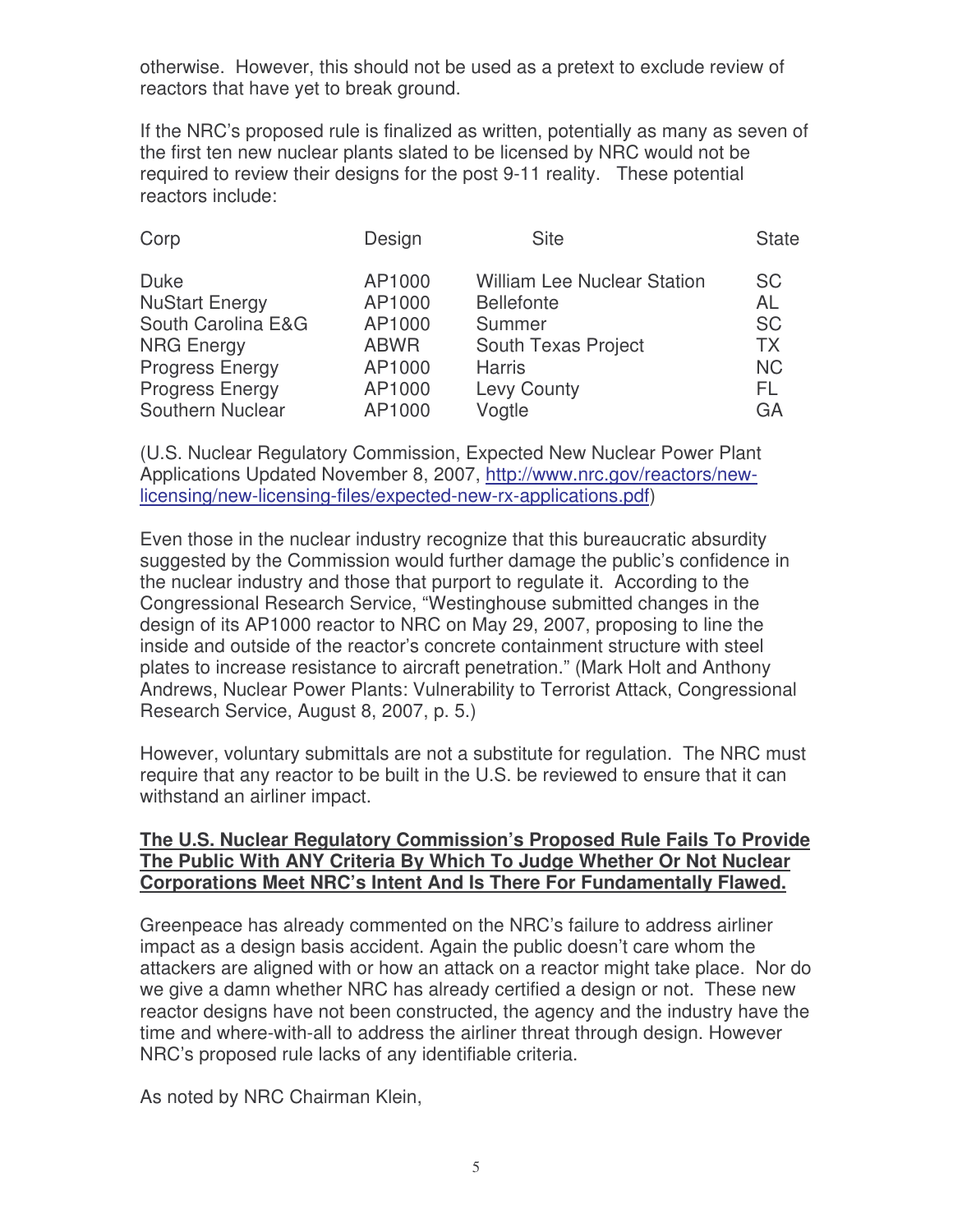otherwise. However, this should not be used as a pretext to exclude review of reactors that have yet to break ground.

If the NRC's proposed rule is finalized as written, potentially as many as seven of the first ten new nuclear plants slated to be licensed by NRC would not be required to review their designs for the post 9-11 reality. These potential reactors include:

| Corp | Design | Site | State |
|---|---|---|---|
| Duke | AP1000 | William Lee Nuclear Station | SC |
| NuStart Energy | AP1000 | Bellefonte | AL |
| South Carolina E&G | AP1000 | Summer | SC |
| NRG Energy | ABWR | South Texas Project | TX |
| Progress Energy | AP1000 | Harris | NC |
| Progress Energy | AP1000 | Levy County | FL |
| Southern Nuclear | AP1000 | Vogtle | GA |

(U.S. Nuclear Regulatory Commission, Expected New Nuclear Power Plant Applications Updated November 8, 2007, [http://www.nrc.gov/reactors/new-licensing/new-licensing-files/expected-new-rx-applications.pdf](http://www.nrc.gov/reactors/new-licensing/new-licensing-files/expected-new-rx-applications.pdf))

Even those in the nuclear industry recognize that this bureaucratic absurdity suggested by the Commission would further damage the public's confidence in the nuclear industry and those that purport to regulate it. According to the Congressional Research Service, "Westinghouse submitted changes in the design of its AP1000 reactor to NRC on May 29, 2007, proposing to line the inside and outside of the reactor's concrete containment structure with steel plates to increase resistance to aircraft penetration." (Mark Holt and Anthony Andrews, Nuclear Power Plants: Vulnerability to Terrorist Attack, Congressional Research Service, August 8, 2007, p. 5.)

However, voluntary submittals are not a substitute for regulation. The NRC must require that any reactor to be built in the U.S. be reviewed to ensure that it can withstand an airliner impact.

**The U.S. Nuclear Regulatory Commission's Proposed Rule Fails To Provide The Public With ANY Criteria By Which To Judge Whether Or Not Nuclear Corporations Meet NRC's Intent And Is There For Fundamentally Flawed.**

Greenpeace has already commented on the NRC's failure to address airliner impact as a design basis accident. Again the public doesn't care whom the attackers are aligned with or how an attack on a reactor might take place. Nor do we give a damn whether NRC has already certified a design or not. These new reactor designs have not been constructed, the agency and the industry have the time and where-with-all to address the airliner threat through design. However NRC's proposed rule lacks of any identifiable criteria.

As noted by NRC Chairman Klein,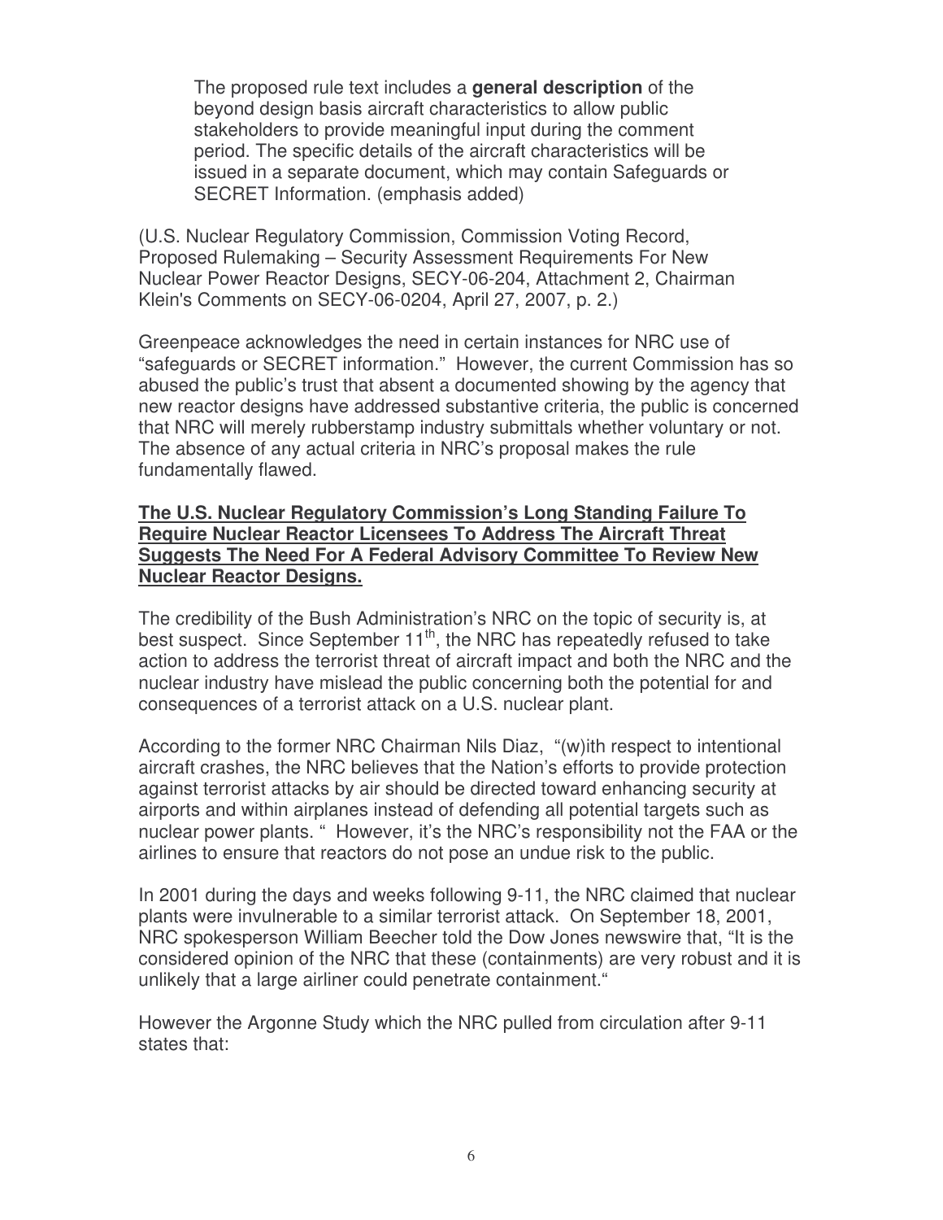> The proposed rule text includes a **general description** of the beyond design basis aircraft characteristics to allow public stakeholders to provide meaningful input during the comment period. The specific details of the aircraft characteristics will be issued in a separate document, which may contain Safeguards or SECRET Information. (emphasis added)

(U.S. Nuclear Regulatory Commission, Commission Voting Record, Proposed Rulemaking – Security Assessment Requirements For New Nuclear Power Reactor Designs, SECY-06-204, Attachment 2, Chairman Klein's Comments on SECY-06-0204, April 27, 2007, p. 2.)

Greenpeace acknowledges the need in certain instances for NRC use of "safeguards or SECRET information." However, the current Commission has so abused the public's trust that absent a documented showing by the agency that new reactor designs have addressed substantive criteria, the public is concerned that NRC will merely rubberstamp industry submittals whether voluntary or not. The absence of any actual criteria in NRC's proposal makes the rule fundamentally flawed.

**The U.S. Nuclear Regulatory Commission's Long Standing Failure To Require Nuclear Reactor Licensees To Address The Aircraft Threat Suggests The Need For A Federal Advisory Committee To Review New Nuclear Reactor Designs.**

The credibility of the Bush Administration's NRC on the topic of security is, at best suspect. Since September 11th, the NRC has repeatedly refused to take action to address the terrorist threat of aircraft impact and both the NRC and the nuclear industry have mislead the public concerning both the potential for and consequences of a terrorist attack on a U.S. nuclear plant.

According to the former NRC Chairman Nils Diaz, "(w)ith respect to intentional aircraft crashes, the NRC believes that the Nation's efforts to provide protection against terrorist attacks by air should be directed toward enhancing security at airports and within airplanes instead of defending all potential targets such as nuclear power plants. " However, it's the NRC's responsibility not the FAA or the airlines to ensure that reactors do not pose an undue risk to the public.

In 2001 during the days and weeks following 9-11, the NRC claimed that nuclear plants were invulnerable to a similar terrorist attack. On September 18, 2001, NRC spokesperson William Beecher told the Dow Jones newswire that, "It is the considered opinion of the NRC that these (containments) are very robust and it is unlikely that a large airliner could penetrate containment."

However the Argonne Study which the NRC pulled from circulation after 9-11 states that: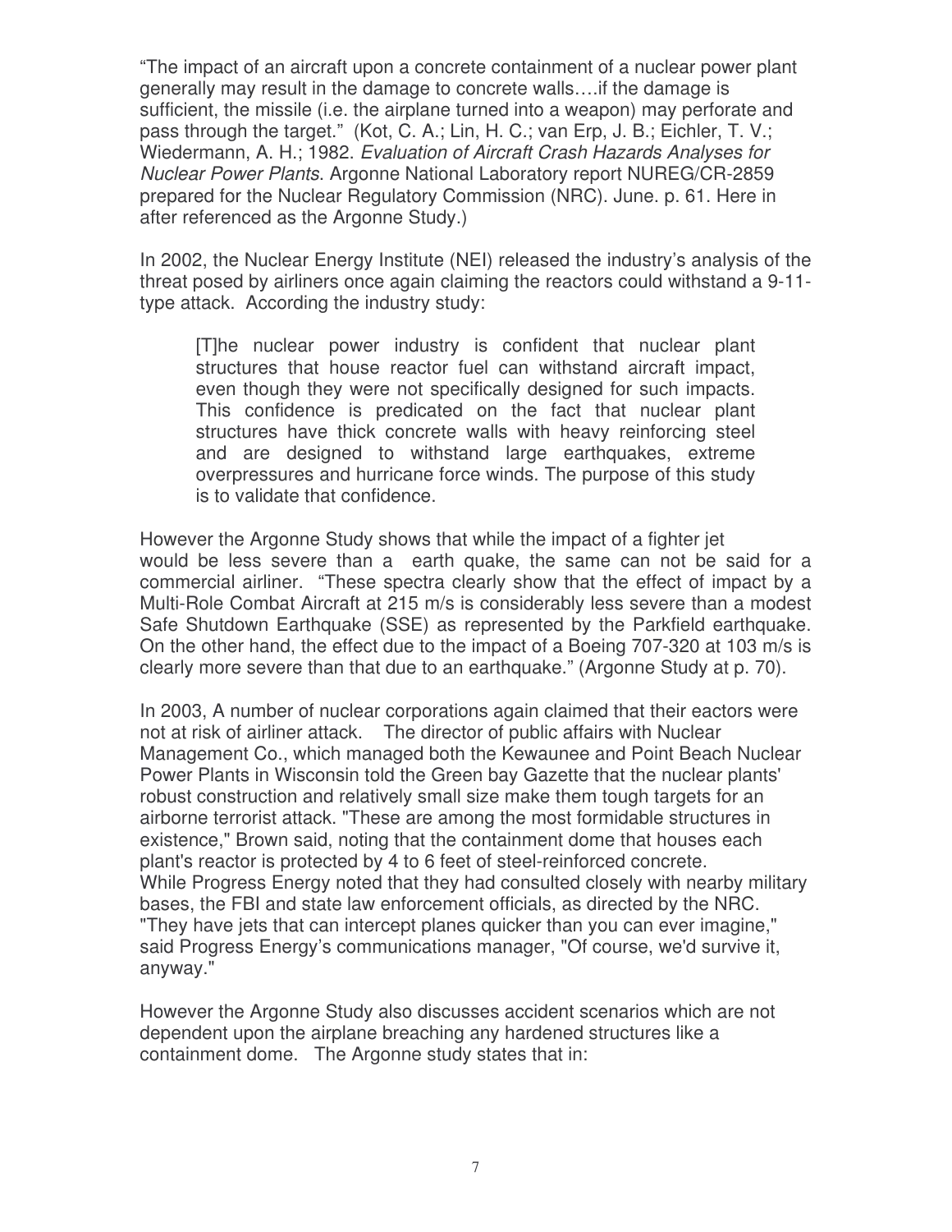"The impact of an aircraft upon a concrete containment of a nuclear power plant generally may result in the damage to concrete walls….if the damage is sufficient, the missile (i.e. the airplane turned into a weapon) may perforate and pass through the target." (Kot, C. A.; Lin, H. C.; van Erp, J. B.; Eichler, T. V.; Wiedermann, A. H.; 1982. *Evaluation of Aircraft Crash Hazards Analyses for Nuclear Power Plants*. Argonne National Laboratory report NUREG/CR-2859 prepared for the Nuclear Regulatory Commission (NRC). June. p. 61. Here in after referenced as the Argonne Study.)

In 2002, the Nuclear Energy Institute (NEI) released the industry's analysis of the threat posed by airliners once again claiming the reactors could withstand a 9-11-type attack. According the industry study:

> [T]he nuclear power industry is confident that nuclear plant structures that house reactor fuel can withstand aircraft impact, even though they were not specifically designed for such impacts. This confidence is predicated on the fact that nuclear plant structures have thick concrete walls with heavy reinforcing steel and are designed to withstand large earthquakes, extreme overpressures and hurricane force winds. The purpose of this study is to validate that confidence.

However the Argonne Study shows that while the impact of a fighter jet would be less severe than a earth quake, the same can not be said for a commercial airliner. "These spectra clearly show that the effect of impact by a Multi-Role Combat Aircraft at 215 m/s is considerably less severe than a modest Safe Shutdown Earthquake (SSE) as represented by the Parkfield earthquake. On the other hand, the effect due to the impact of a Boeing 707-320 at 103 m/s is clearly more severe than that due to an earthquake." (Argonne Study at p. 70).

In 2003, A number of nuclear corporations again claimed that their eactors were not at risk of airliner attack. The director of public affairs with Nuclear Management Co., which managed both the Kewaunee and Point Beach Nuclear Power Plants in Wisconsin told the Green bay Gazette that the nuclear plants' robust construction and relatively small size make them tough targets for an airborne terrorist attack. "These are among the most formidable structures in existence," Brown said, noting that the containment dome that houses each plant's reactor is protected by 4 to 6 feet of steel-reinforced concrete. While Progress Energy noted that they had consulted closely with nearby military bases, the FBI and state law enforcement officials, as directed by the NRC. "They have jets that can intercept planes quicker than you can ever imagine," said Progress Energy's communications manager, "Of course, we'd survive it, anyway."

However the Argonne Study also discusses accident scenarios which are not dependent upon the airplane breaching any hardened structures like a containment dome. The Argonne study states that in: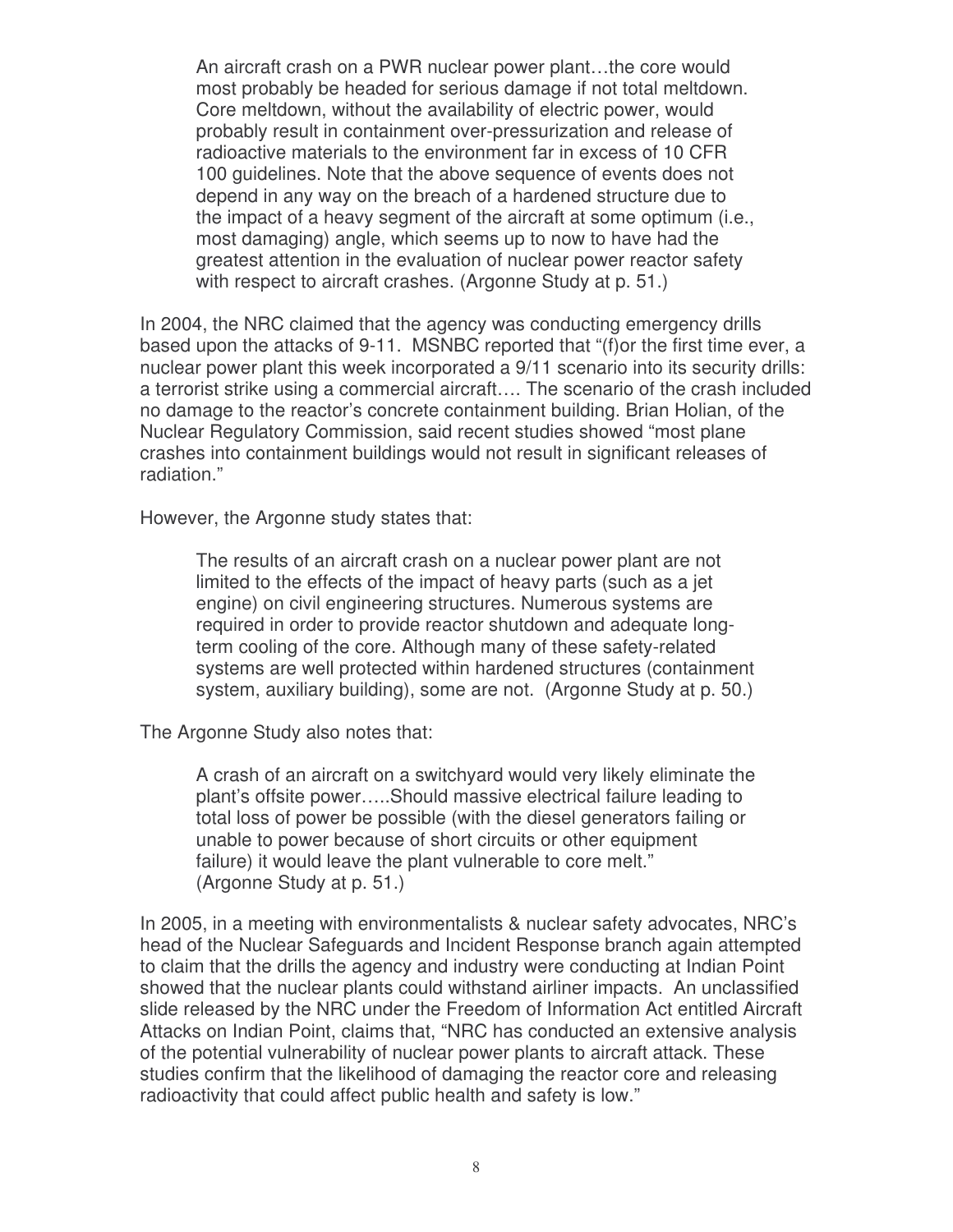> An aircraft crash on a PWR nuclear power plant…the core would most probably be headed for serious damage if not total meltdown. Core meltdown, without the availability of electric power, would probably result in containment over-pressurization and release of radioactive materials to the environment far in excess of 10 CFR 100 guidelines. Note that the above sequence of events does not depend in any way on the breach of a hardened structure due to the impact of a heavy segment of the aircraft at some optimum (i.e., most damaging) angle, which seems up to now to have had the greatest attention in the evaluation of nuclear power reactor safety with respect to aircraft crashes. (Argonne Study at p. 51.)

In 2004, the NRC claimed that the agency was conducting emergency drills based upon the attacks of 9-11. MSNBC reported that "(f)or the first time ever, a nuclear power plant this week incorporated a 9/11 scenario into its security drills: a terrorist strike using a commercial aircraft…. The scenario of the crash included no damage to the reactor's concrete containment building. Brian Holian, of the Nuclear Regulatory Commission, said recent studies showed "most plane crashes into containment buildings would not result in significant releases of radiation."

However, the Argonne study states that:

> The results of an aircraft crash on a nuclear power plant are not limited to the effects of the impact of heavy parts (such as a jet engine) on civil engineering structures. Numerous systems are required in order to provide reactor shutdown and adequate long-term cooling of the core. Although many of these safety-related systems are well protected within hardened structures (containment system, auxiliary building), some are not. (Argonne Study at p. 50.)

The Argonne Study also notes that:

> A crash of an aircraft on a switchyard would very likely eliminate the plant's offsite power…..Should massive electrical failure leading to total loss of power be possible (with the diesel generators failing or unable to power because of short circuits or other equipment failure) it would leave the plant vulnerable to core melt." (Argonne Study at p. 51.)

In 2005, in a meeting with environmentalists & nuclear safety advocates, NRC's head of the Nuclear Safeguards and Incident Response branch again attempted to claim that the drills the agency and industry were conducting at Indian Point showed that the nuclear plants could withstand airliner impacts. An unclassified slide released by the NRC under the Freedom of Information Act entitled Aircraft Attacks on Indian Point, claims that, "NRC has conducted an extensive analysis of the potential vulnerability of nuclear power plants to aircraft attack. These studies confirm that the likelihood of damaging the reactor core and releasing radioactivity that could affect public health and safety is low."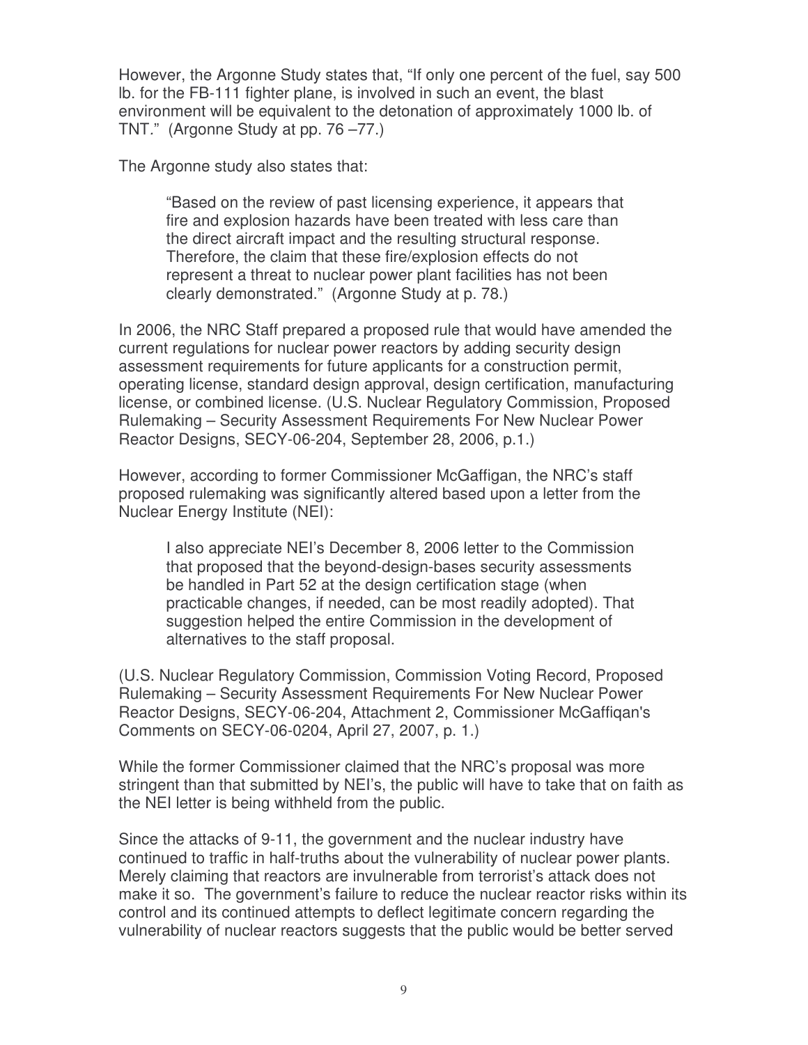However, the Argonne Study states that, "If only one percent of the fuel, say 500 lb. for the FB-111 fighter plane, is involved in such an event, the blast environment will be equivalent to the detonation of approximately 1000 lb. of TNT." (Argonne Study at pp. 76 –77.)

The Argonne study also states that:

> "Based on the review of past licensing experience, it appears that fire and explosion hazards have been treated with less care than the direct aircraft impact and the resulting structural response. Therefore, the claim that these fire/explosion effects do not represent a threat to nuclear power plant facilities has not been clearly demonstrated." (Argonne Study at p. 78.)

In 2006, the NRC Staff prepared a proposed rule that would have amended the current regulations for nuclear power reactors by adding security design assessment requirements for future applicants for a construction permit, operating license, standard design approval, design certification, manufacturing license, or combined license. (U.S. Nuclear Regulatory Commission, Proposed Rulemaking – Security Assessment Requirements For New Nuclear Power Reactor Designs, SECY-06-204, September 28, 2006, p.1.)

However, according to former Commissioner McGaffigan, the NRC's staff proposed rulemaking was significantly altered based upon a letter from the Nuclear Energy Institute (NEI):

> I also appreciate NEI's December 8, 2006 letter to the Commission that proposed that the beyond-design-bases security assessments be handled in Part 52 at the design certification stage (when practicable changes, if needed, can be most readily adopted). That suggestion helped the entire Commission in the development of alternatives to the staff proposal.

(U.S. Nuclear Regulatory Commission, Commission Voting Record, Proposed Rulemaking – Security Assessment Requirements For New Nuclear Power Reactor Designs, SECY-06-204, Attachment 2, Commissioner McGaffiqan's Comments on SECY-06-0204, April 27, 2007, p. 1.)

While the former Commissioner claimed that the NRC's proposal was more stringent than that submitted by NEI's, the public will have to take that on faith as the NEI letter is being withheld from the public.

Since the attacks of 9-11, the government and the nuclear industry have continued to traffic in half-truths about the vulnerability of nuclear power plants. Merely claiming that reactors are invulnerable from terrorist's attack does not make it so. The government's failure to reduce the nuclear reactor risks within its control and its continued attempts to deflect legitimate concern regarding the vulnerability of nuclear reactors suggests that the public would be better served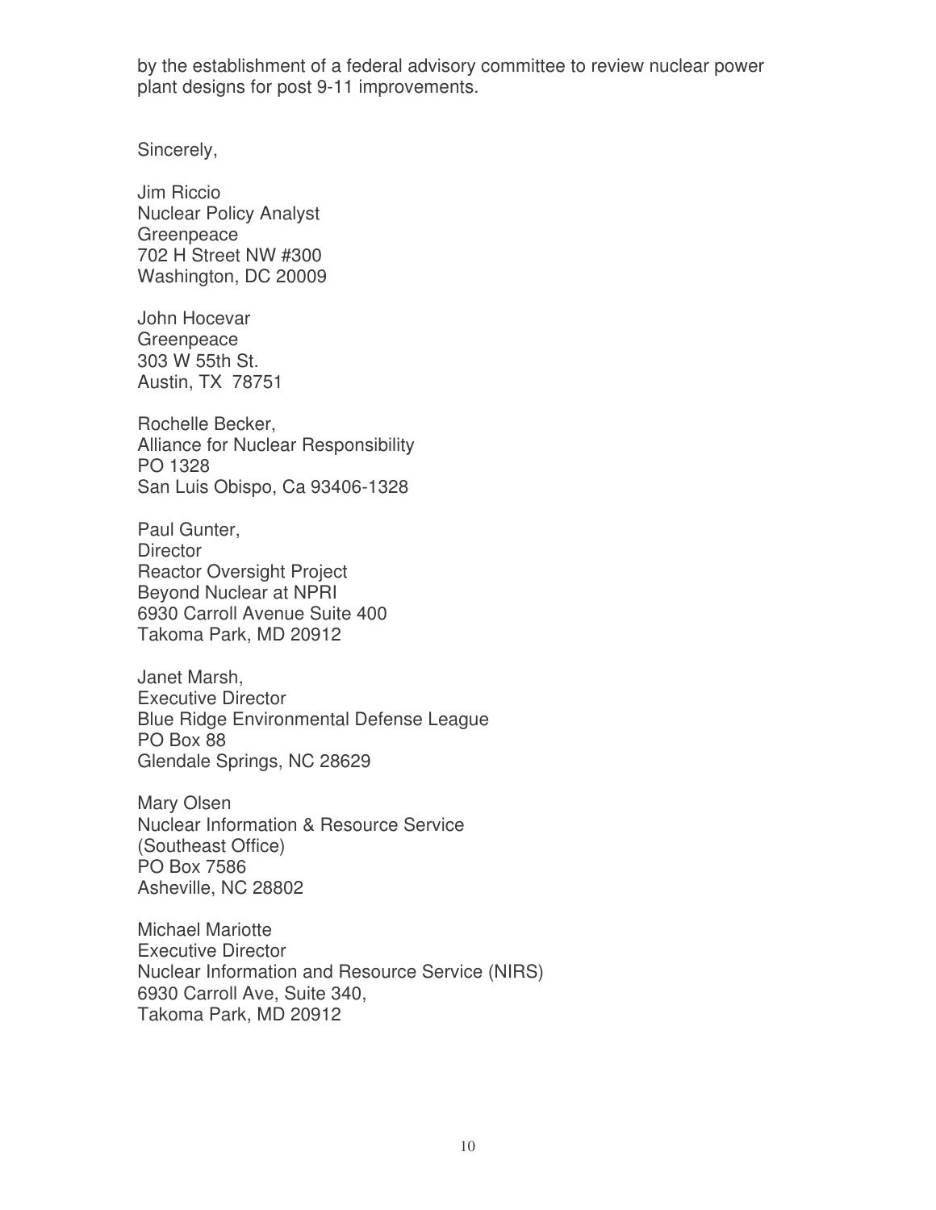by the establishment of a federal advisory committee to review nuclear power plant designs for post 9-11 improvements.

Sincerely,

Jim Riccio
Nuclear Policy Analyst
Greenpeace
702 H Street NW #300
Washington, DC 20009

John Hocevar
Greenpeace
303 W 55th St.
Austin, TX 78751

Rochelle Becker,
Alliance for Nuclear Responsibility
PO 1328
San Luis Obispo, Ca 93406-1328

Paul Gunter,
Director
Reactor Oversight Project
Beyond Nuclear at NPRI
6930 Carroll Avenue Suite 400
Takoma Park, MD 20912

Janet Marsh,
Executive Director
Blue Ridge Environmental Defense League
PO Box 88
Glendale Springs, NC 28629

Mary Olsen
Nuclear Information & Resource Service
(Southeast Office)
PO Box 7586
Asheville, NC 28802

Michael Mariotte
Executive Director
Nuclear Information and Resource Service (NIRS)
6930 Carroll Ave, Suite 340,
Takoma Park, MD 20912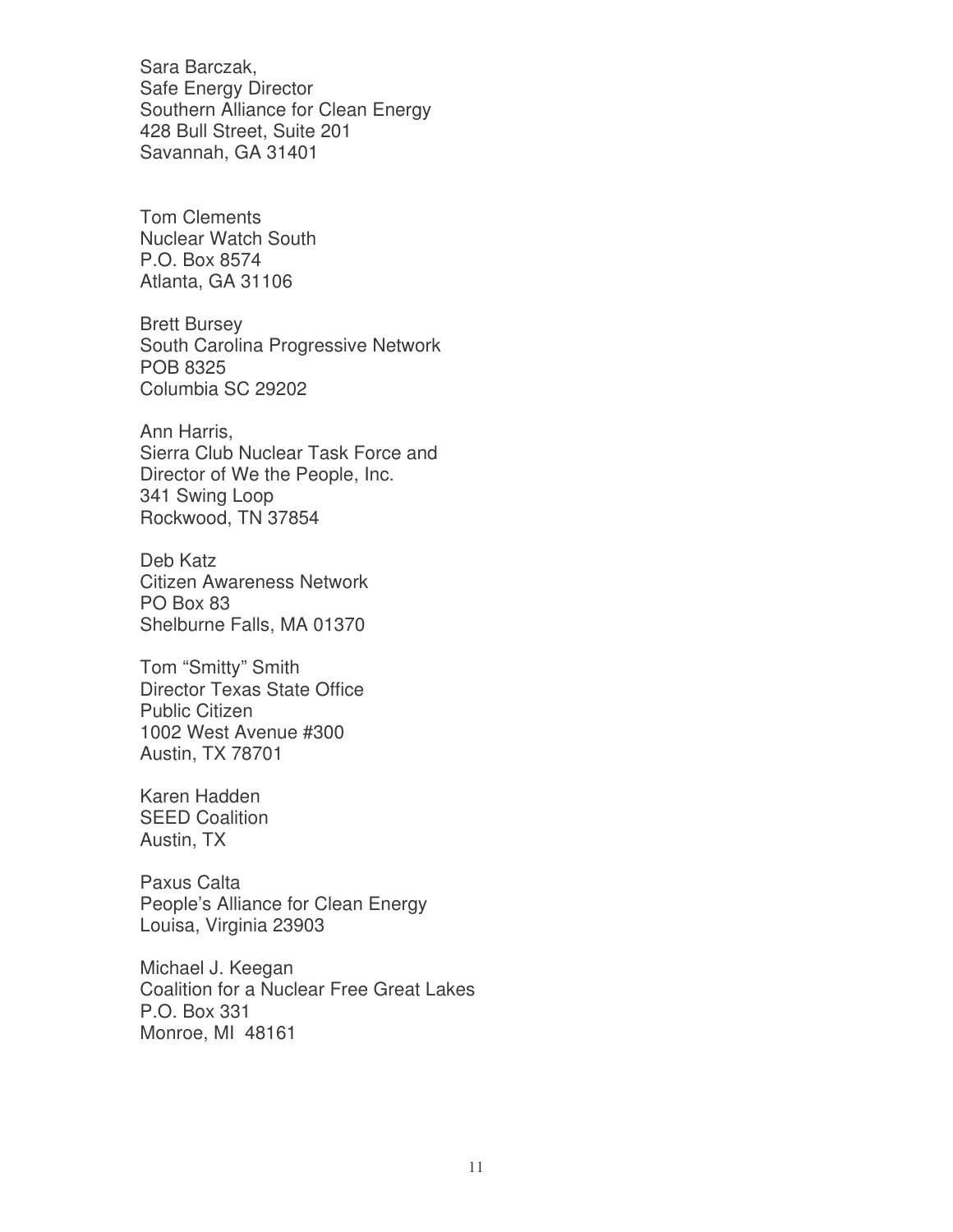Sara Barczak,
Safe Energy Director
Southern Alliance for Clean Energy
428 Bull Street, Suite 201
Savannah, GA 31401

Tom Clements
Nuclear Watch South
P.O. Box 8574
Atlanta, GA 31106

Brett Bursey
South Carolina Progressive Network
POB 8325
Columbia SC 29202

Ann Harris,
Sierra Club Nuclear Task Force and
Director of We the People, Inc.
341 Swing Loop
Rockwood, TN 37854

Deb Katz
Citizen Awareness Network
PO Box 83
Shelburne Falls, MA 01370

Tom "Smitty" Smith
Director Texas State Office
Public Citizen
1002 West Avenue #300
Austin, TX 78701

Karen Hadden
SEED Coalition
Austin, TX

Paxus Calta
People's Alliance for Clean Energy
Louisa, Virginia 23903

Michael J. Keegan
Coalition for a Nuclear Free Great Lakes
P.O. Box 331
Monroe, MI 48161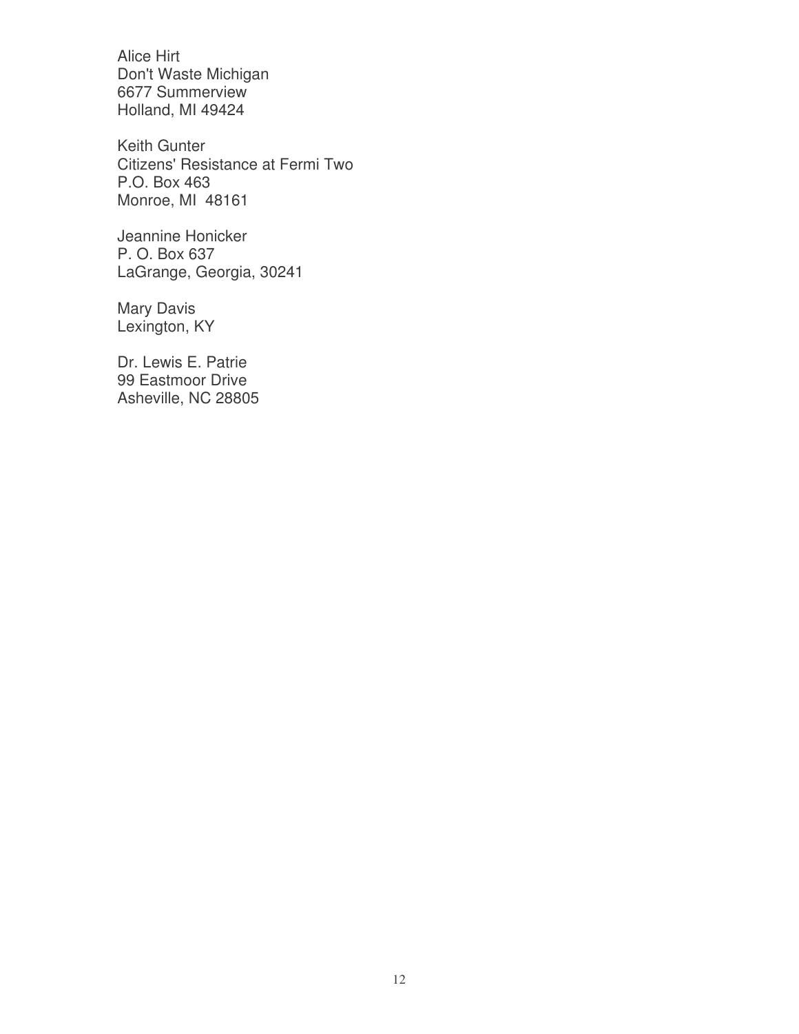Alice Hirt  
Don't Waste Michigan  
6677 Summerview  
Holland, MI 49424

Keith Gunter  
Citizens' Resistance at Fermi Two  
P.O. Box 463  
Monroe, MI 48161

Jeannine Honicker  
P. O. Box 637  
LaGrange, Georgia, 30241

Mary Davis  
Lexington, KY

Dr. Lewis E. Patrie  
99 Eastmoor Drive  
Asheville, NC 28805